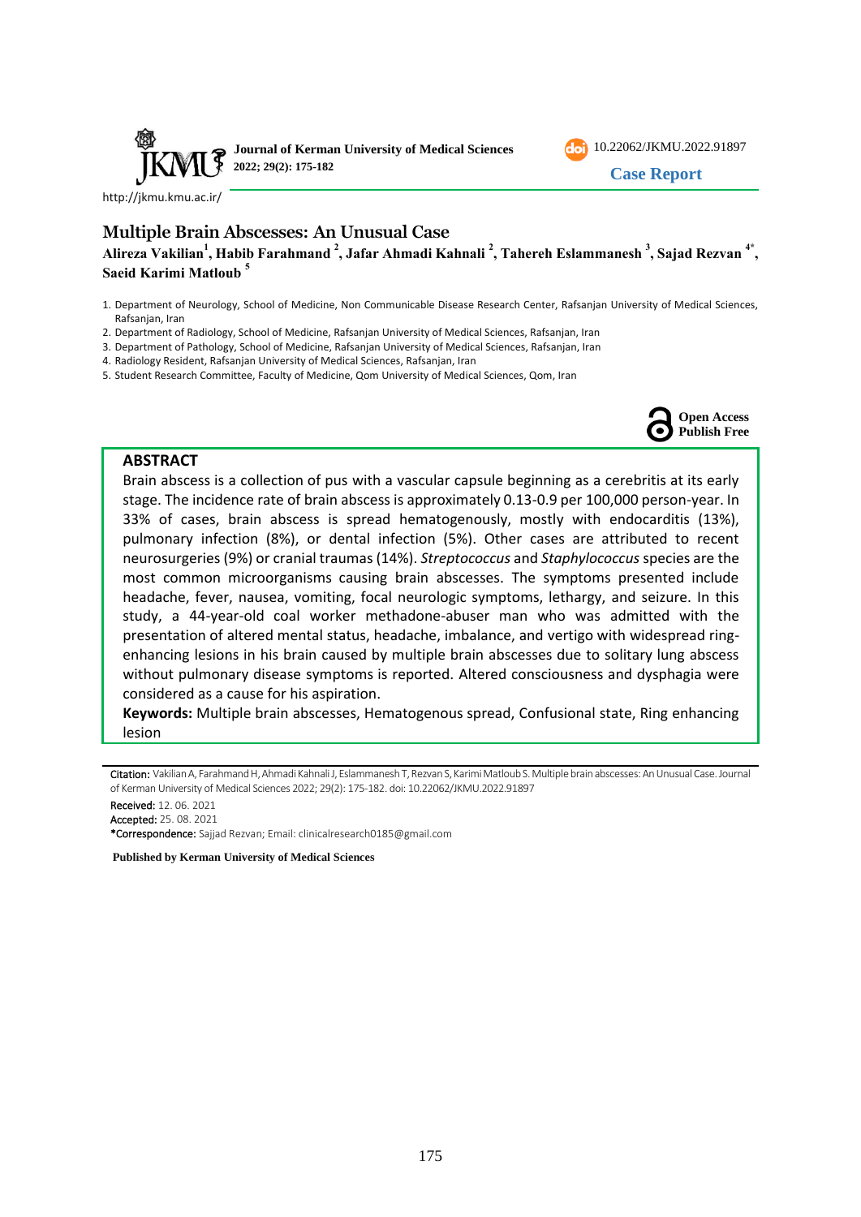Journal of Kerman University of Medical Sciences

10.22062/JKMU.2022.91897

**Case Report**

http://jkmu.kmu.ac.ir/

# Multiple Brain Abscesses: An Unusual Case

**Alireza Vakilian[1], Habib Farahmand [2], Jafar Ahmadi Kahnali [2], Tahereh Eslammanesh [3], Sajad Rezvan [4*], Saeid Karimi Matloub [5]**

1. Department of Neurology, School of Medicine, Non Communicable Disease Research Center, Rafsanjan University of Medical Sciences, Rafsanjan, Iran
2. Department of Radiology, School of Medicine, Rafsanjan University of Medical Sciences, Rafsanjan, Iran
3. Department of Pathology, School of Medicine, Rafsanjan University of Medical Sciences, Rafsanjan, Iran
4. Radiology Resident, Rafsanjan University of Medical Sciences, Rafsanjan, Iran
5. Student Research Committee, Faculty of Medicine, Qom University of Medical Sciences, Qom, Iran

**Open Access**
**Publish Free**

## ABSTRACT

Brain abscess is a collection of pus with a vascular capsule beginning as a cerebritis at its early stage. The incidence rate of brain abscess is approximately 0.13-0.9 per 100,000 person-year. In 33% of cases, brain abscess is spread hematogenously, mostly with endocarditis (13%), pulmonary infection (8%), or dental infection (5%). Other cases are attributed to recent neurosurgeries (9%) or cranial traumas (14%). *Streptococcus* and *Staphylococcus* species are the most common microorganisms causing brain abscesses. The symptoms presented include headache, fever, nausea, vomiting, focal neurologic symptoms, lethargy, and seizure. In this study, a 44-year-old coal worker methadone-abuser man who was admitted with the presentation of altered mental status, headache, imbalance, and vertigo with widespread ring-enhancing lesions in his brain caused by multiple brain abscesses due to solitary lung abscess without pulmonary disease symptoms is reported. Altered consciousness and dysphagia were considered as a cause for his aspiration.

**Keywords:** Multiple brain abscesses, Hematogenous spread, Confusional state, Ring enhancing lesion

---

Citation: Vakilian A, Farahmand H, Ahmadi Kahnali J, Eslammanesh T, Rezvan S, Karimi Matloub S. Multiple brain abscesses: An Unusual Case. Journal of Kerman University of Medical Sciences 2022; 29(2): 175-182. doi: 10.22062/JKMU.2022.91897

Received: 12. 06. 2021

Accepted: 25. 08. 2021

*Correspondence: Sajjad Rezvan; Email: clinicalresearch0185@gmail.com

**Published by Kerman University of Medical Sciences**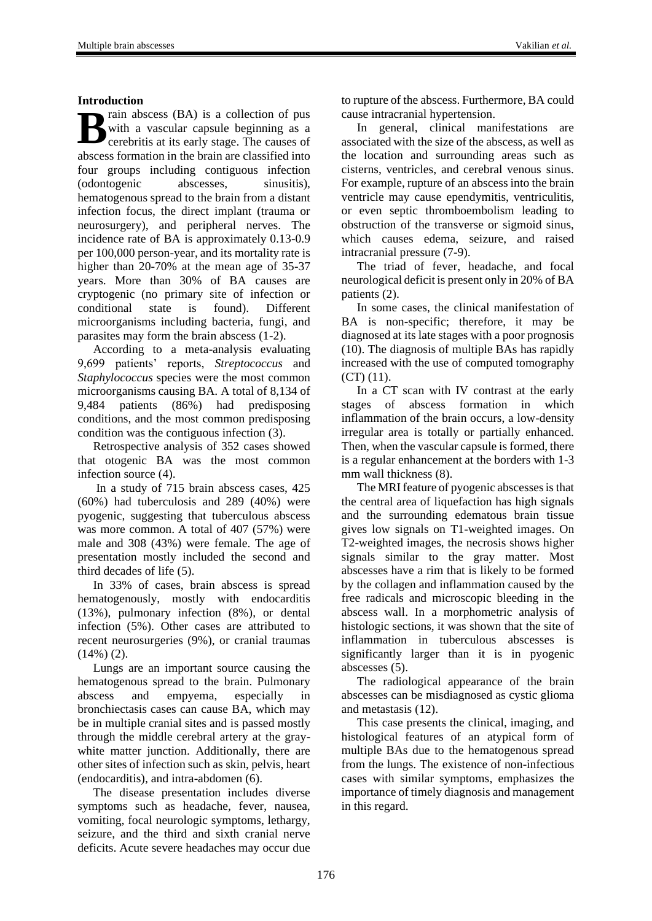## Introduction

Brain abscess (BA) is a collection of pus with a vascular capsule beginning as a cerebritis at its early stage. The causes of abscess formation in the brain are classified into four groups including contiguous infection (odontogenic abscesses, sinusitis), hematogenous spread to the brain from a distant infection focus, the direct implant (trauma or neurosurgery), and peripheral nerves. The incidence rate of BA is approximately 0.13-0.9 per 100,000 person-year, and its mortality rate is higher than 20-70% at the mean age of 35-37 years. More than 30% of BA causes are cryptogenic (no primary site of infection or conditional state is found). Different microorganisms including bacteria, fungi, and parasites may form the brain abscess (1-2).

According to a meta-analysis evaluating 9,699 patients' reports, *Streptococcus* and *Staphylococcus* species were the most common microorganisms causing BA. A total of 8,134 of 9,484 patients (86%) had predisposing conditions, and the most common predisposing condition was the contiguous infection (3).

Retrospective analysis of 352 cases showed that otogenic BA was the most common infection source (4).

In a study of 715 brain abscess cases, 425 (60%) had tuberculosis and 289 (40%) were pyogenic, suggesting that tuberculous abscess was more common. A total of 407 (57%) were male and 308 (43%) were female. The age of presentation mostly included the second and third decades of life (5).

In 33% of cases, brain abscess is spread hematogenously, mostly with endocarditis (13%), pulmonary infection (8%), or dental infection (5%). Other cases are attributed to recent neurosurgeries (9%), or cranial traumas (14%) (2).

Lungs are an important source causing the hematogenous spread to the brain. Pulmonary abscess and empyema, especially in bronchiectasis cases can cause BA, which may be in multiple cranial sites and is passed mostly through the middle cerebral artery at the gray-white matter junction. Additionally, there are other sites of infection such as skin, pelvis, heart (endocarditis), and intra-abdomen (6).

The disease presentation includes diverse symptoms such as headache, fever, nausea, vomiting, focal neurologic symptoms, lethargy, seizure, and the third and sixth cranial nerve deficits. Acute severe headaches may occur due to rupture of the abscess. Furthermore, BA could cause intracranial hypertension.

In general, clinical manifestations are associated with the size of the abscess, as well as the location and surrounding areas such as cisterns, ventricles, and cerebral venous sinus. For example, rupture of an abscess into the brain ventricle may cause ependymitis, ventriculitis, or even septic thromboembolism leading to obstruction of the transverse or sigmoid sinus, which causes edema, seizure, and raised intracranial pressure (7-9).

The triad of fever, headache, and focal neurological deficit is present only in 20% of BA patients (2).

In some cases, the clinical manifestation of BA is non-specific; therefore, it may be diagnosed at its late stages with a poor prognosis (10). The diagnosis of multiple BAs has rapidly increased with the use of computed tomography (CT) (11).

In a CT scan with IV contrast at the early stages of abscess formation in which inflammation of the brain occurs, a low-density irregular area is totally or partially enhanced. Then, when the vascular capsule is formed, there is a regular enhancement at the borders with 1-3 mm wall thickness (8).

The MRI feature of pyogenic abscesses is that the central area of liquefaction has high signals and the surrounding edematous brain tissue gives low signals on T1-weighted images. On T2-weighted images, the necrosis shows higher signals similar to the gray matter. Most abscesses have a rim that is likely to be formed by the collagen and inflammation caused by the free radicals and microscopic bleeding in the abscess wall. In a morphometric analysis of histologic sections, it was shown that the site of inflammation in tuberculous abscesses is significantly larger than it is in pyogenic abscesses (5).

The radiological appearance of the brain abscesses can be misdiagnosed as cystic glioma and metastasis (12).

This case presents the clinical, imaging, and histological features of an atypical form of multiple BAs due to the hematogenous spread from the lungs. The existence of non-infectious cases with similar symptoms, emphasizes the importance of timely diagnosis and management in this regard.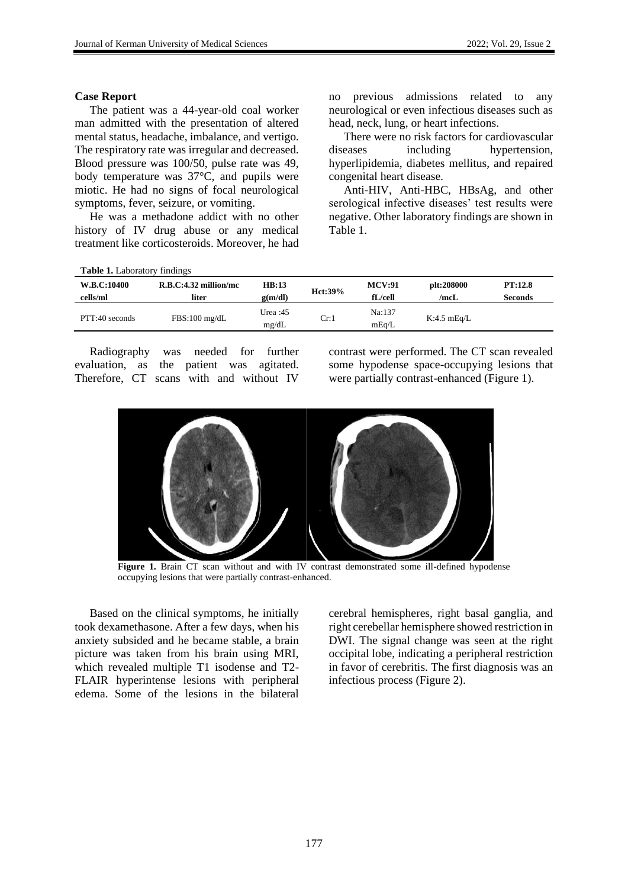## Case Report

The patient was a 44-year-old coal worker man admitted with the presentation of altered mental status, headache, imbalance, and vertigo. The respiratory rate was irregular and decreased. Blood pressure was 100/50, pulse rate was 49, body temperature was 37°C, and pupils were miotic. He had no signs of focal neurological symptoms, fever, seizure, or vomiting.

He was a methadone addict with no other history of IV drug abuse or any medical treatment like corticosteroids. Moreover, he had no previous admissions related to any neurological or even infectious diseases such as head, neck, lung, or heart infections.

There were no risk factors for cardiovascular diseases including hypertension, hyperlipidemia, diabetes mellitus, and repaired congenital heart disease.

Anti-HIV, Anti-HBC, HBsAg, and other serological infective diseases' test results were negative. Other laboratory findings are shown in Table 1.

**Table 1.** Laboratory findings

| **W.B.C:10400 cells/ml** | **R.B.C:4.32 million/mc liter** | **HB:13 g(m/dl)** | **Hct:39%** | **MCV:91 fL/cell** | **plt:208000 /mcL** | **PT:12.8 Seconds** |
|---|---|---|---|---|---|---|
| PTT:40 seconds | FBS:100 mg/dL | Urea :45 mg/dL | Cr:1 | Na:137 mEq/L | K:4.5 mEq/L | |

Radiography was needed for further evaluation, as the patient was agitated. Therefore, CT scans with and without IV contrast were performed. The CT scan revealed some hypodense space-occupying lesions that were partially contrast-enhanced (Figure 1).

**Figure 1.** Brain CT scan without and with IV contrast demonstrated some ill-defined hypodense occupying lesions that were partially contrast-enhanced.

Based on the clinical symptoms, he initially took dexamethasone. After a few days, when his anxiety subsided and he became stable, a brain picture was taken from his brain using MRI, which revealed multiple T1 isodense and T2-FLAIR hyperintense lesions with peripheral edema. Some of the lesions in the bilateral cerebral hemispheres, right basal ganglia, and right cerebellar hemisphere showed restriction in DWI. The signal change was seen at the right occipital lobe, indicating a peripheral restriction in favor of cerebritis. The first diagnosis was an infectious process (Figure 2).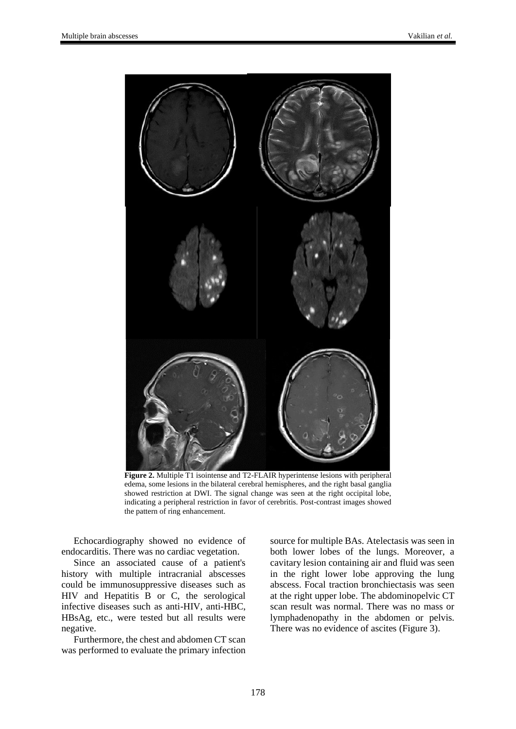**Figure 2.** Multiple T1 isointense and T2-FLAIR hyperintense lesions with peripheral edema, some lesions in the bilateral cerebral hemispheres, and the right basal ganglia showed restriction at DWI. The signal change was seen at the right occipital lobe, indicating a peripheral restriction in favor of cerebritis. Post-contrast images showed the pattern of ring enhancement.

Echocardiography showed no evidence of endocarditis. There was no cardiac vegetation.

Since an associated cause of a patient's history with multiple intracranial abscesses could be immunosuppressive diseases such as HIV and Hepatitis B or C, the serological infective diseases such as anti-HIV, anti-HBC, HBsAg, etc., were tested but all results were negative.

Furthermore, the chest and abdomen CT scan was performed to evaluate the primary infection source for multiple BAs. Atelectasis was seen in both lower lobes of the lungs. Moreover, a cavitary lesion containing air and fluid was seen in the right lower lobe approving the lung abscess. Focal traction bronchiectasis was seen at the right upper lobe. The abdominopelvic CT scan result was normal. There was no mass or lymphadenopathy in the abdomen or pelvis. There was no evidence of ascites (Figure 3).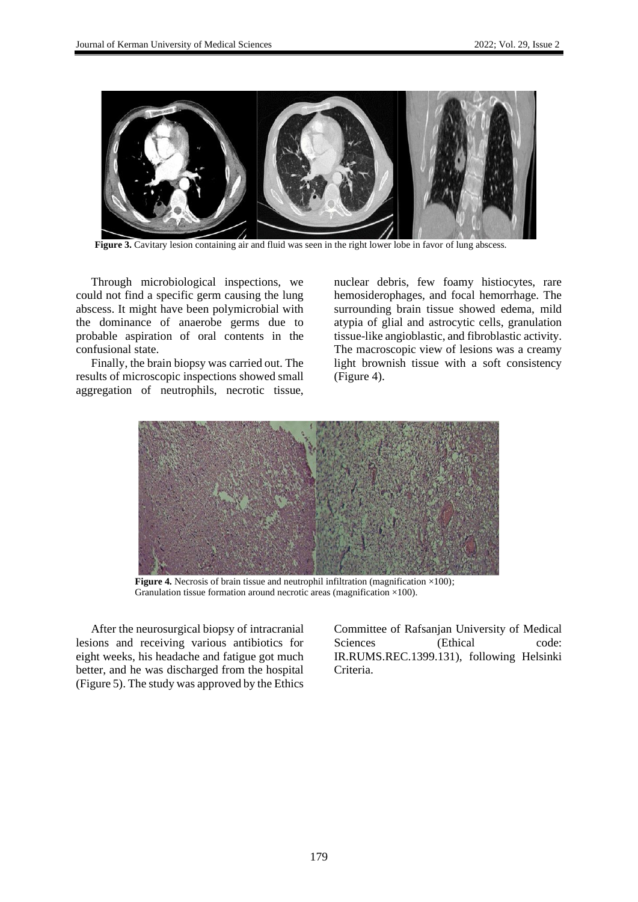**Figure 3.** Cavitary lesion containing air and fluid was seen in the right lower lobe in favor of lung abscess.

Through microbiological inspections, we could not find a specific germ causing the lung abscess. It might have been polymicrobial with the dominance of anaerobe germs due to probable aspiration of oral contents in the confusional state.

Finally, the brain biopsy was carried out. The results of microscopic inspections showed small aggregation of neutrophils, necrotic tissue, nuclear debris, few foamy histiocytes, rare hemosiderophages, and focal hemorrhage. The surrounding brain tissue showed edema, mild atypia of glial and astrocytic cells, granulation tissue-like angioblastic, and fibroblastic activity. The macroscopic view of lesions was a creamy light brownish tissue with a soft consistency (Figure 4).

**Figure 4.** Necrosis of brain tissue and neutrophil infiltration (magnification ×100); Granulation tissue formation around necrotic areas (magnification ×100).

After the neurosurgical biopsy of intracranial lesions and receiving various antibiotics for eight weeks, his headache and fatigue got much better, and he was discharged from the hospital (Figure 5). The study was approved by the Ethics Committee of Rafsanjan University of Medical Sciences (Ethical code: IR.RUMS.REC.1399.131), following Helsinki Criteria.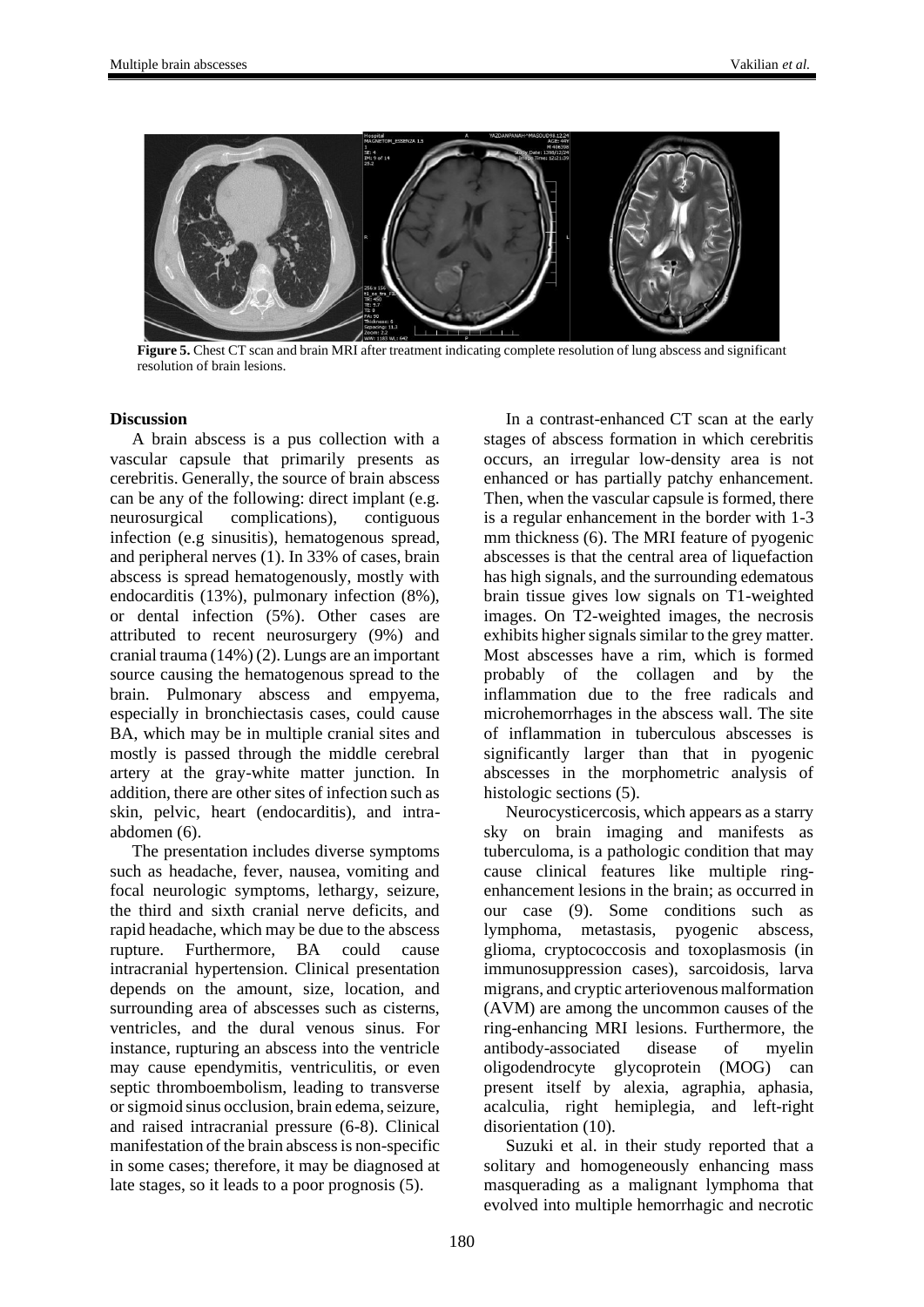**Figure 5.** Chest CT scan and brain MRI after treatment indicating complete resolution of lung abscess and significant resolution of brain lesions.

## Discussion

A brain abscess is a pus collection with a vascular capsule that primarily presents as cerebritis. Generally, the source of brain abscess can be any of the following: direct implant (e.g. neurosurgical complications), contiguous infection (e.g sinusitis), hematogenous spread, and peripheral nerves (1). In 33% of cases, brain abscess is spread hematogenously, mostly with endocarditis (13%), pulmonary infection (8%), or dental infection (5%). Other cases are attributed to recent neurosurgery (9%) and cranial trauma (14%) (2). Lungs are an important source causing the hematogenous spread to the brain. Pulmonary abscess and empyema, especially in bronchiectasis cases, could cause BA, which may be in multiple cranial sites and mostly is passed through the middle cerebral artery at the gray-white matter junction. In addition, there are other sites of infection such as skin, pelvic, heart (endocarditis), and intra-abdomen (6).

The presentation includes diverse symptoms such as headache, fever, nausea, vomiting and focal neurologic symptoms, lethargy, seizure, the third and sixth cranial nerve deficits, and rapid headache, which may be due to the abscess rupture. Furthermore, BA could cause intracranial hypertension. Clinical presentation depends on the amount, size, location, and surrounding area of abscesses such as cisterns, ventricles, and the dural venous sinus. For instance, rupturing an abscess into the ventricle may cause ependymitis, ventriculitis, or even septic thromboembolism, leading to transverse or sigmoid sinus occlusion, brain edema, seizure, and raised intracranial pressure (6-8). Clinical manifestation of the brain abscess is non-specific in some cases; therefore, it may be diagnosed at late stages, so it leads to a poor prognosis (5).

In a contrast-enhanced CT scan at the early stages of abscess formation in which cerebritis occurs, an irregular low-density area is not enhanced or has partially patchy enhancement. Then, when the vascular capsule is formed, there is a regular enhancement in the border with 1-3 mm thickness (6). The MRI feature of pyogenic abscesses is that the central area of liquefaction has high signals, and the surrounding edematous brain tissue gives low signals on T1-weighted images. On T2-weighted images, the necrosis exhibits higher signals similar to the grey matter. Most abscesses have a rim, which is formed probably of the collagen and by the inflammation due to the free radicals and microhemorrhages in the abscess wall. The site of inflammation in tuberculous abscesses is significantly larger than that in pyogenic abscesses in the morphometric analysis of histologic sections (5).

Neurocysticercosis, which appears as a starry sky on brain imaging and manifests as tuberculoma, is a pathologic condition that may cause clinical features like multiple ring-enhancement lesions in the brain; as occurred in our case (9). Some conditions such as lymphoma, metastasis, pyogenic abscess, glioma, cryptococcosis and toxoplasmosis (in immunosuppression cases), sarcoidosis, larva migrans, and cryptic arteriovenous malformation (AVM) are among the uncommon causes of the ring-enhancing MRI lesions. Furthermore, the antibody-associated disease of myelin oligodendrocyte glycoprotein (MOG) can present itself by alexia, agraphia, aphasia, acalculia, right hemiplegia, and left-right disorientation (10).

Suzuki et al. in their study reported that a solitary and homogeneously enhancing mass masquerading as a malignant lymphoma that evolved into multiple hemorrhagic and necrotic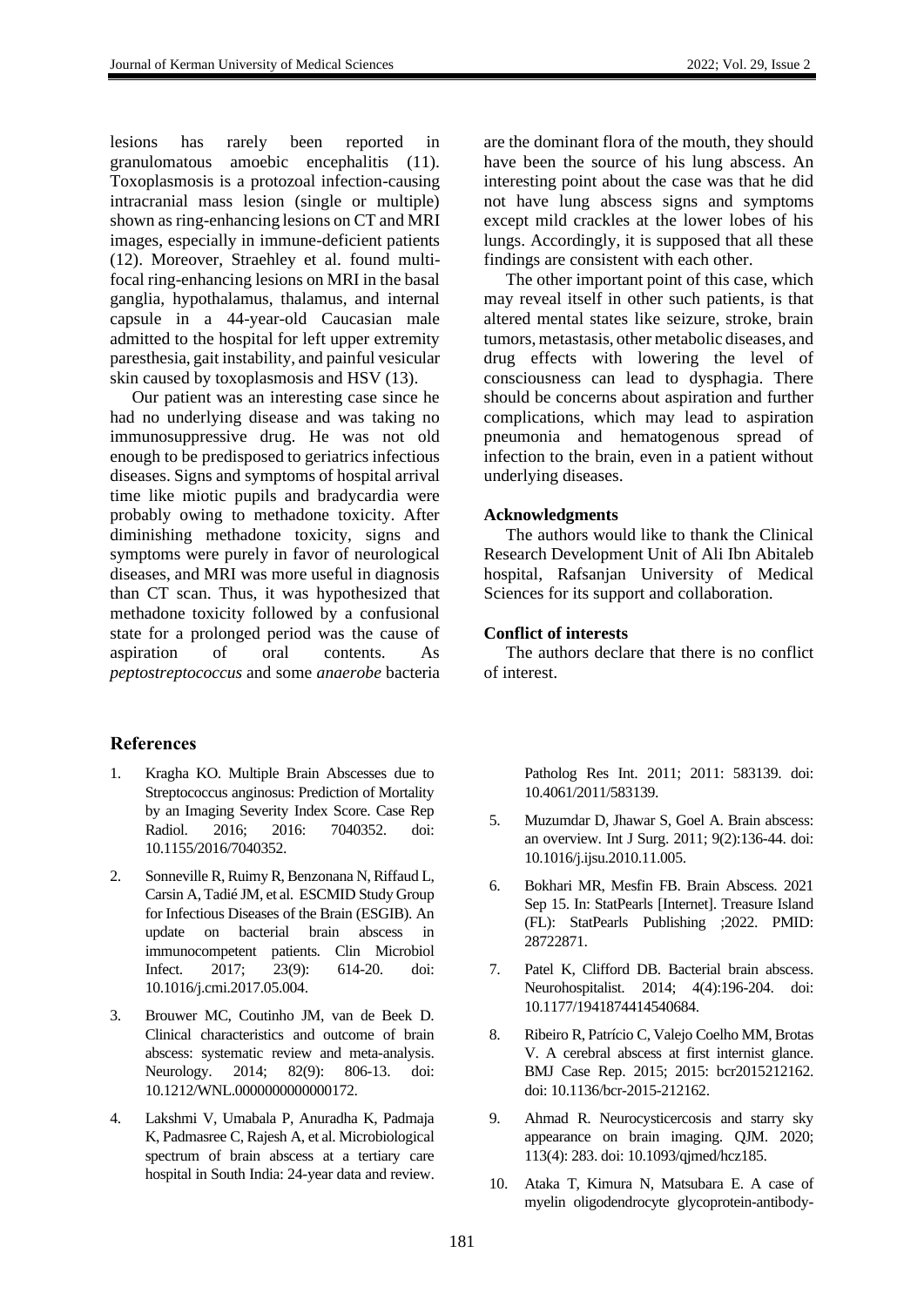lesions has rarely been reported in granulomatous amoebic encephalitis (11). Toxoplasmosis is a protozoal infection-causing intracranial mass lesion (single or multiple) shown as ring-enhancing lesions on CT and MRI images, especially in immune-deficient patients (12). Moreover, Straehley et al. found multi-focal ring-enhancing lesions on MRI in the basal ganglia, hypothalamus, thalamus, and internal capsule in a 44-year-old Caucasian male admitted to the hospital for left upper extremity paresthesia, gait instability, and painful vesicular skin caused by toxoplasmosis and HSV (13).

Our patient was an interesting case since he had no underlying disease and was taking no immunosuppressive drug. He was not old enough to be predisposed to geriatrics infectious diseases. Signs and symptoms of hospital arrival time like miotic pupils and bradycardia were probably owing to methadone toxicity. After diminishing methadone toxicity, signs and symptoms were purely in favor of neurological diseases, and MRI was more useful in diagnosis than CT scan. Thus, it was hypothesized that methadone toxicity followed by a confusional state for a prolonged period was the cause of aspiration of oral contents. As *peptostreptococcus* and some *anaerobe* bacteria are the dominant flora of the mouth, they should have been the source of his lung abscess. An interesting point about the case was that he did not have lung abscess signs and symptoms except mild crackles at the lower lobes of his lungs. Accordingly, it is supposed that all these findings are consistent with each other.

The other important point of this case, which may reveal itself in other such patients, is that altered mental states like seizure, stroke, brain tumors, metastasis, other metabolic diseases, and drug effects with lowering the level of consciousness can lead to dysphagia. There should be concerns about aspiration and further complications, which may lead to aspiration pneumonia and hematogenous spread of infection to the brain, even in a patient without underlying diseases.

**Acknowledgments**

The authors would like to thank the Clinical Research Development Unit of Ali Ibn Abitaleb hospital, Rafsanjan University of Medical Sciences for its support and collaboration.

**Conflict of interests**

The authors declare that there is no conflict of interest.

## References

1. Kragha KO. Multiple Brain Abscesses due to Streptococcus anginosus: Prediction of Mortality by an Imaging Severity Index Score. Case Rep Radiol. 2016; 2016: 7040352. doi: 10.1155/2016/7040352.
2. Sonneville R, Ruimy R, Benzonana N, Riffaud L, Carsin A, Tadié JM, et al. ESCMID Study Group for Infectious Diseases of the Brain (ESGIB). An update on bacterial brain abscess in immunocompetent patients. Clin Microbiol Infect. 2017; 23(9): 614-20. doi: 10.1016/j.cmi.2017.05.004.
3. Brouwer MC, Coutinho JM, van de Beek D. Clinical characteristics and outcome of brain abscess: systematic review and meta-analysis. Neurology. 2014; 82(9): 806-13. doi: 10.1212/WNL.0000000000000172.
4. Lakshmi V, Umabala P, Anuradha K, Padmaja K, Padmasree C, Rajesh A, et al. Microbiological spectrum of brain abscess at a tertiary care hospital in South India: 24-year data and review. Patholog Res Int. 2011; 2011: 583139. doi: 10.4061/2011/583139.
5. Muzumdar D, Jhawar S, Goel A. Brain abscess: an overview. Int J Surg. 2011; 9(2):136-44. doi: 10.1016/j.ijsu.2010.11.005.
6. Bokhari MR, Mesfin FB. Brain Abscess. 2021 Sep 15. In: StatPearls [Internet]. Treasure Island (FL): StatPearls Publishing ;2022. PMID: 28722871.
7. Patel K, Clifford DB. Bacterial brain abscess. Neurohospitalist. 2014; 4(4):196-204. doi: 10.1177/1941874414540684.
8. Ribeiro R, Patrício C, Valejo Coelho MM, Brotas V. A cerebral abscess at first internist glance. BMJ Case Rep. 2015; 2015: bcr2015212162. doi: 10.1136/bcr-2015-212162.
9. Ahmad R. Neurocysticercosis and starry sky appearance on brain imaging. QJM. 2020; 113(4): 283. doi: 10.1093/qjmed/hcz185.
10. Ataka T, Kimura N, Matsubara E. A case of myelin oligodendrocyte glycoprotein-antibody-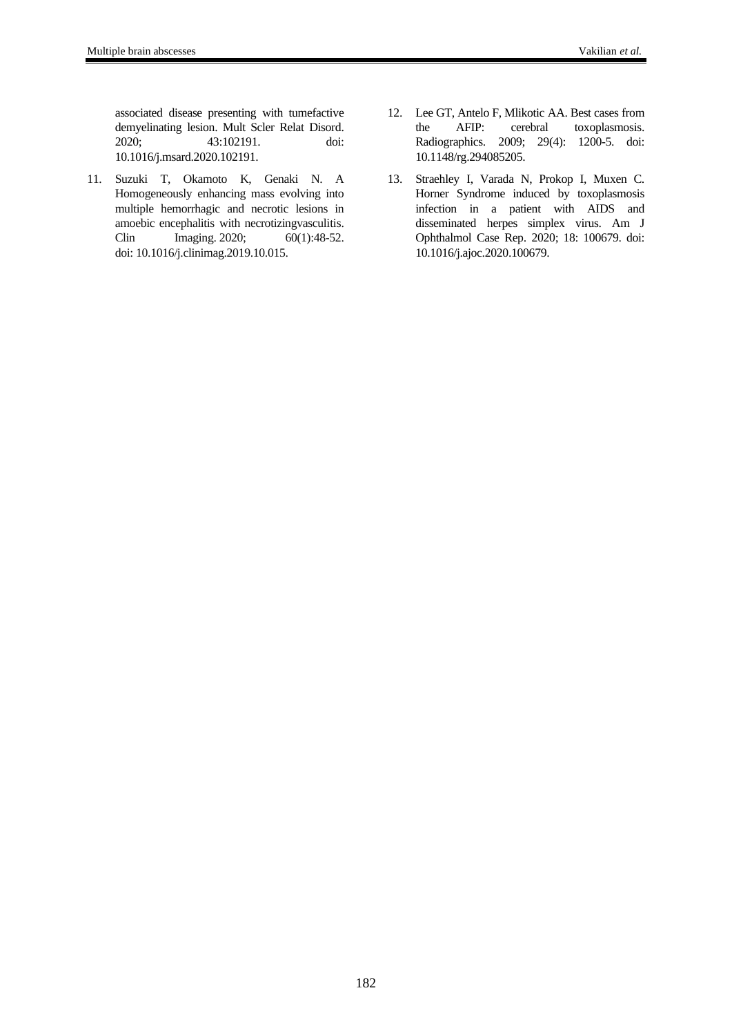associated disease presenting with tumefactive demyelinating lesion. Mult Scler Relat Disord. 2020; 43:102191. doi: 10.1016/j.msard.2020.102191.

11. Suzuki T, Okamoto K, Genaki N. A Homogeneously enhancing mass evolving into multiple hemorrhagic and necrotic lesions in amoebic encephalitis with necrotizingvasculitis. Clin Imaging. 2020; 60(1):48-52. doi: 10.1016/j.clinimag.2019.10.015.

12. Lee GT, Antelo F, Mlikotic AA. Best cases from the AFIP: cerebral toxoplasmosis. Radiographics. 2009; 29(4): 1200-5. doi: 10.1148/rg.294085205.

13. Straehley I, Varada N, Prokop I, Muxen C. Horner Syndrome induced by toxoplasmosis infection in a patient with AIDS and disseminated herpes simplex virus. Am J Ophthalmol Case Rep. 2020; 18: 100679. doi: 10.1016/j.ajoc.2020.100679.